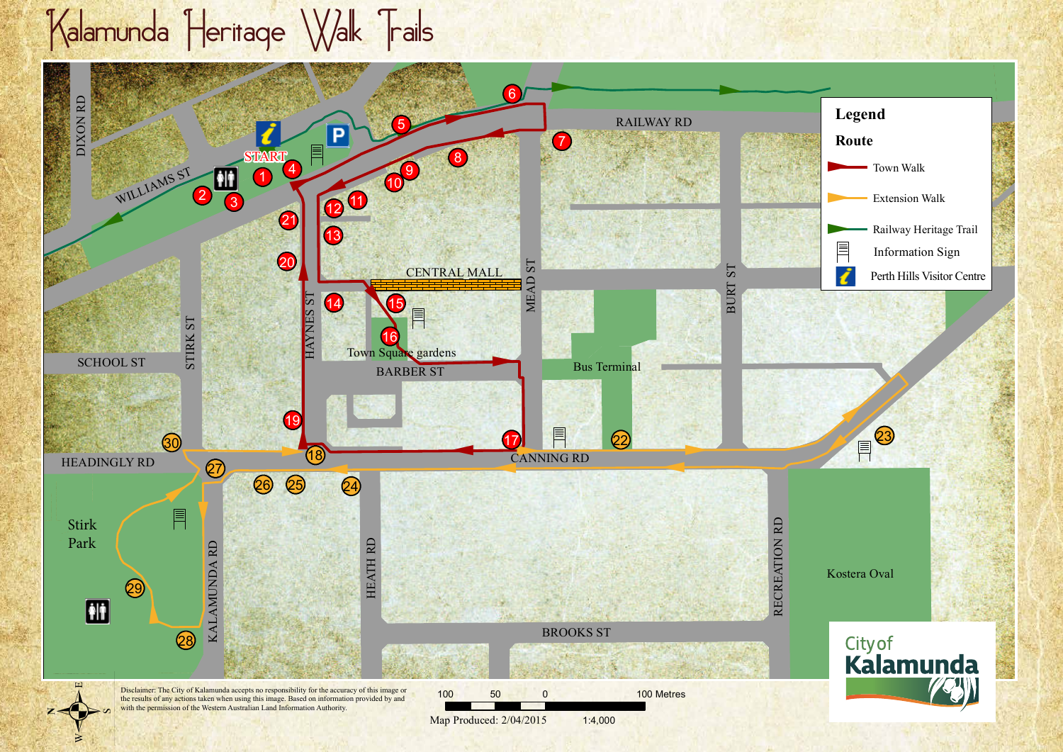# Kalamunda Heritage Walk Trails

START

DIXON RD

WILLIAMS ST

RAILWAY RD

CENTRAL MALL

MEAD ST

BURT ST

HAYNES ST

STIRK ST

SCHOOL ST

Town Square gardens

BARBER ST

Bus Terminal

HEADINGLY RD

CANNING RD

Stirk Park

KALAMUNDA RD

HEATH RD

RECREATION RD

Kostera Oval

BROOKS ST

## Legend

**Route**

- Town Walk
- Extension Walk
- Railway Heritage Trail
- Information Sign
- Perth Hills Visitor Centre

Disclaimer: The City of Kalamunda accepts no responsibility for the accuracy of this image or the results of any actions taken when using this image. Based on information provided by and with the permission of the Western Australian Land Information Authority.

100 50 0 100 Metres

Map Produced: 2/04/2015 1:4,000

City of Kalamunda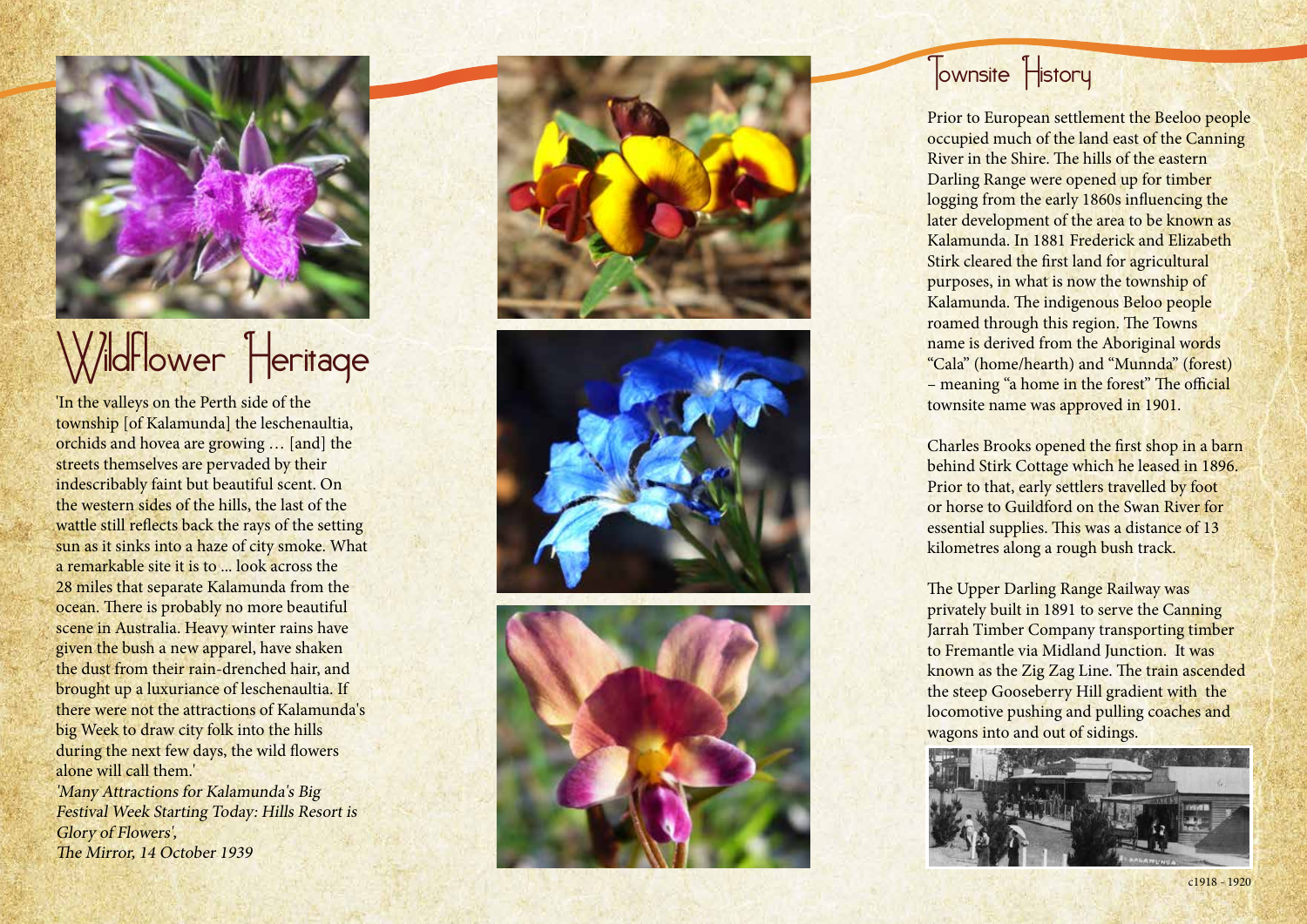# Wildflower Heritage

'In the valleys on the Perth side of the township [of Kalamunda] the leschenaultia, orchids and hovea are growing … [and] the streets themselves are pervaded by their indescribably faint but beautiful scent. On the western sides of the hills, the last of the wattle still reflects back the rays of the setting sun as it sinks into a haze of city smoke. What a remarkable site it is to ... look across the 28 miles that separate Kalamunda from the ocean. There is probably no more beautiful scene in Australia. Heavy winter rains have given the bush a new apparel, have shaken the dust from their rain-drenched hair, and brought up a luxuriance of leschenaultia. If there were not the attractions of Kalamunda's big Week to draw city folk into the hills during the next few days, the wild flowers alone will call them.'

*'Many Attractions for Kalamunda's Big Festival Week Starting Today: Hills Resort is Glory of Flowers',*
*The Mirror, 14 October 1939*

# Townsite History

Prior to European settlement the Beeloo people occupied much of the land east of the Canning River in the Shire. The hills of the eastern Darling Range were opened up for timber logging from the early 1860s influencing the later development of the area to be known as Kalamunda. In 1881 Frederick and Elizabeth Stirk cleared the first land for agricultural purposes, in what is now the township of Kalamunda. The indigenous Beloo people roamed through this region. The Towns name is derived from the Aboriginal words "Cala" (home/hearth) and "Munnda" (forest) – meaning "a home in the forest" The official townsite name was approved in 1901.

Charles Brooks opened the first shop in a barn behind Stirk Cottage which he leased in 1896. Prior to that, early settlers travelled by foot or horse to Guildford on the Swan River for essential supplies. This was a distance of 13 kilometres along a rough bush track.

The Upper Darling Range Railway was privately built in 1891 to serve the Canning Jarrah Timber Company transporting timber to Fremantle via Midland Junction. It was known as the Zig Zag Line. The train ascended the steep Gooseberry Hill gradient with the locomotive pushing and pulling coaches and wagons into and out of sidings.

c1918 - 1920